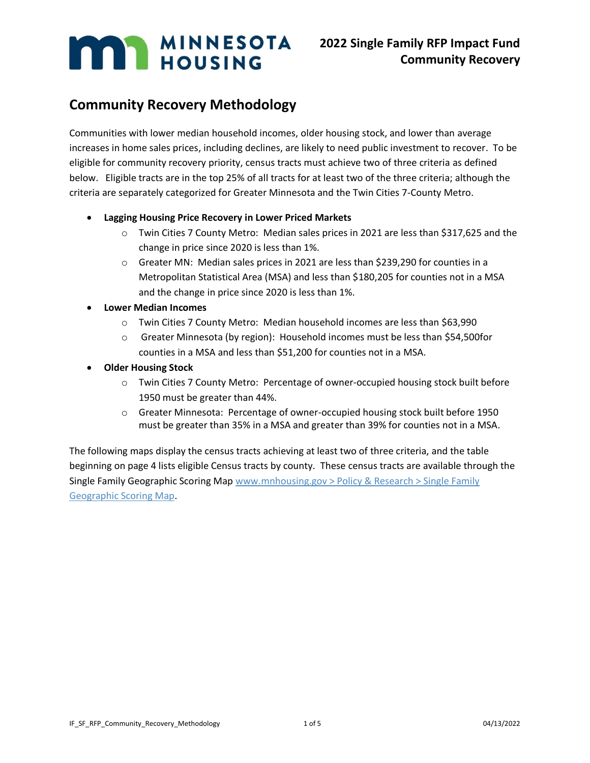# MINNESOTA HOUSING

**2022 Single Family RFP Impact Fund**
**Community Recovery**

## Community Recovery Methodology

Communities with lower median household incomes, older housing stock, and lower than average increases in home sales prices, including declines, are likely to need public investment to recover. To be eligible for community recovery priority, census tracts must achieve two of three criteria as defined below. Eligible tracts are in the top 25% of all tracts for at least two of the three criteria; although the criteria are separately categorized for Greater Minnesota and the Twin Cities 7-County Metro.

- **Lagging Housing Price Recovery in Lower Priced Markets**
  - Twin Cities 7 County Metro: Median sales prices in 2021 are less than $317,625 and the change in price since 2020 is less than 1%.
  - Greater MN: Median sales prices in 2021 are less than $239,290 for counties in a Metropolitan Statistical Area (MSA) and less than $180,205 for counties not in a MSA and the change in price since 2020 is less than 1%.
- **Lower Median Incomes**
  - Twin Cities 7 County Metro: Median household incomes are less than $63,990
  - Greater Minnesota (by region): Household incomes must be less than $54,500for counties in a MSA and less than $51,200 for counties not in a MSA.
- **Older Housing Stock**
  - Twin Cities 7 County Metro: Percentage of owner-occupied housing stock built before 1950 must be greater than 44%.
  - Greater Minnesota: Percentage of owner-occupied housing stock built before 1950 must be greater than 35% in a MSA and greater than 39% for counties not in a MSA.

The following maps display the census tracts achieving at least two of three criteria, and the table beginning on page 4 lists eligible Census tracts by county. These census tracts are available through the Single Family Geographic Scoring Map [www.mnhousing.gov > Policy & Research > Single Family Geographic Scoring Map](www.mnhousing.gov).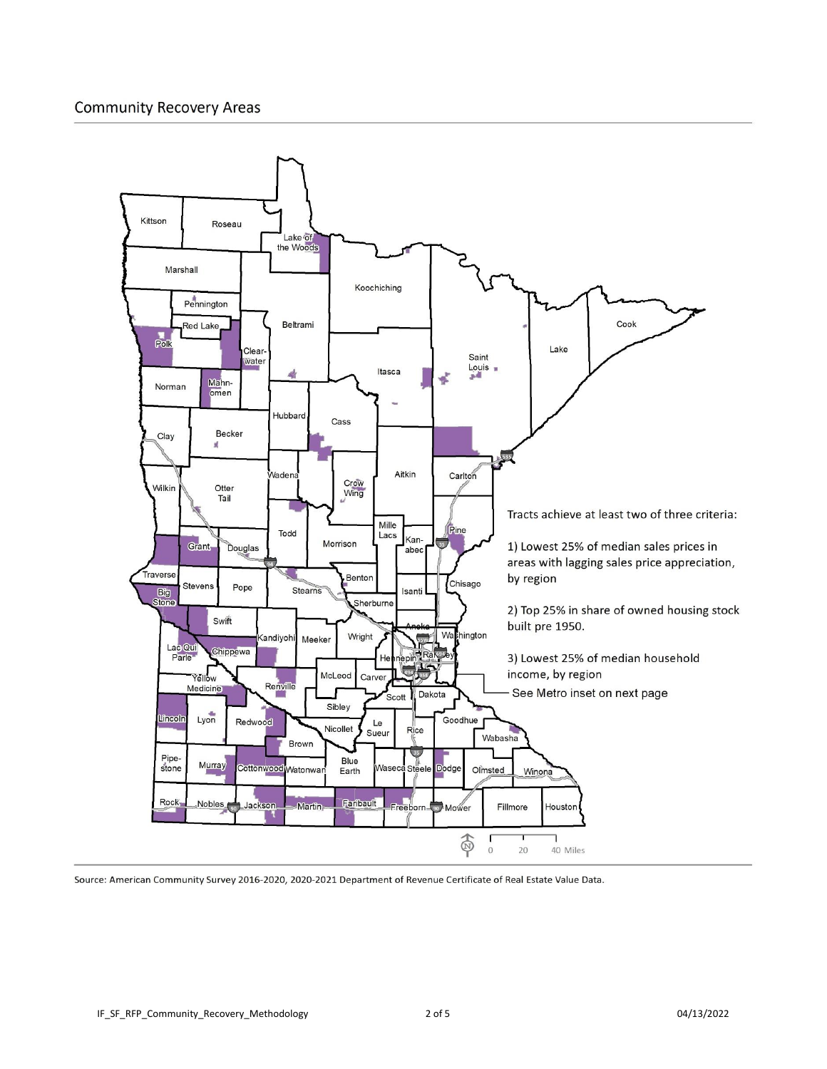## Community Recovery Areas

Tracts achieve at least two of three criteria:

1) Lowest 25% of median sales prices in areas with lagging sales price appreciation, by region

2) Top 25% in share of owned housing stock built pre 1950.

3) Lowest 25% of median household income, by region

See Metro inset on next page

Source: American Community Survey 2016-2020, 2020-2021 Department of Revenue Certificate of Real Estate Value Data.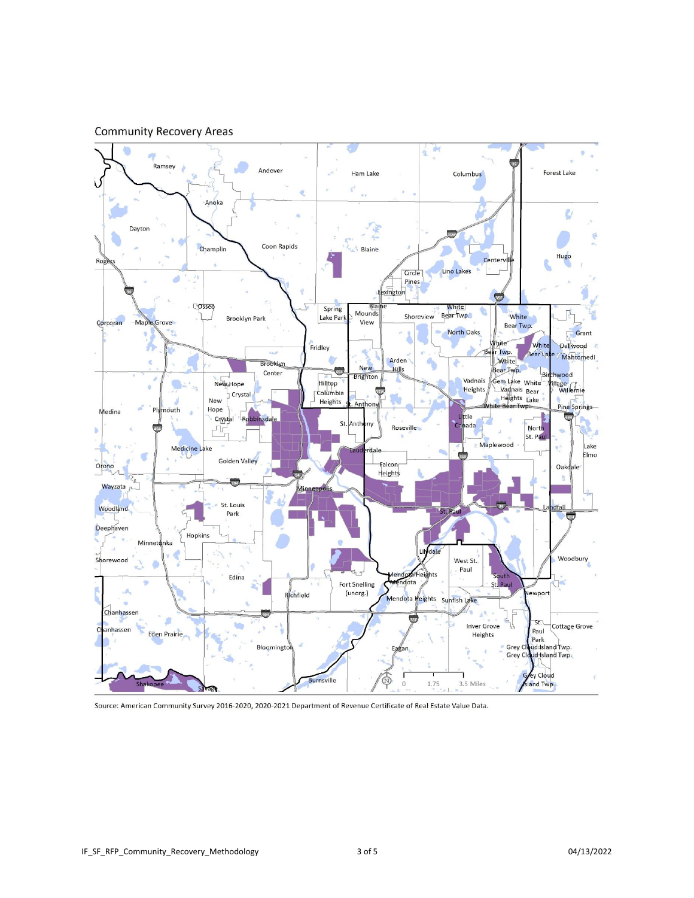## Community Recovery Areas

Source: American Community Survey 2016-2020, 2020-2021 Department of Revenue Certificate of Real Estate Value Data.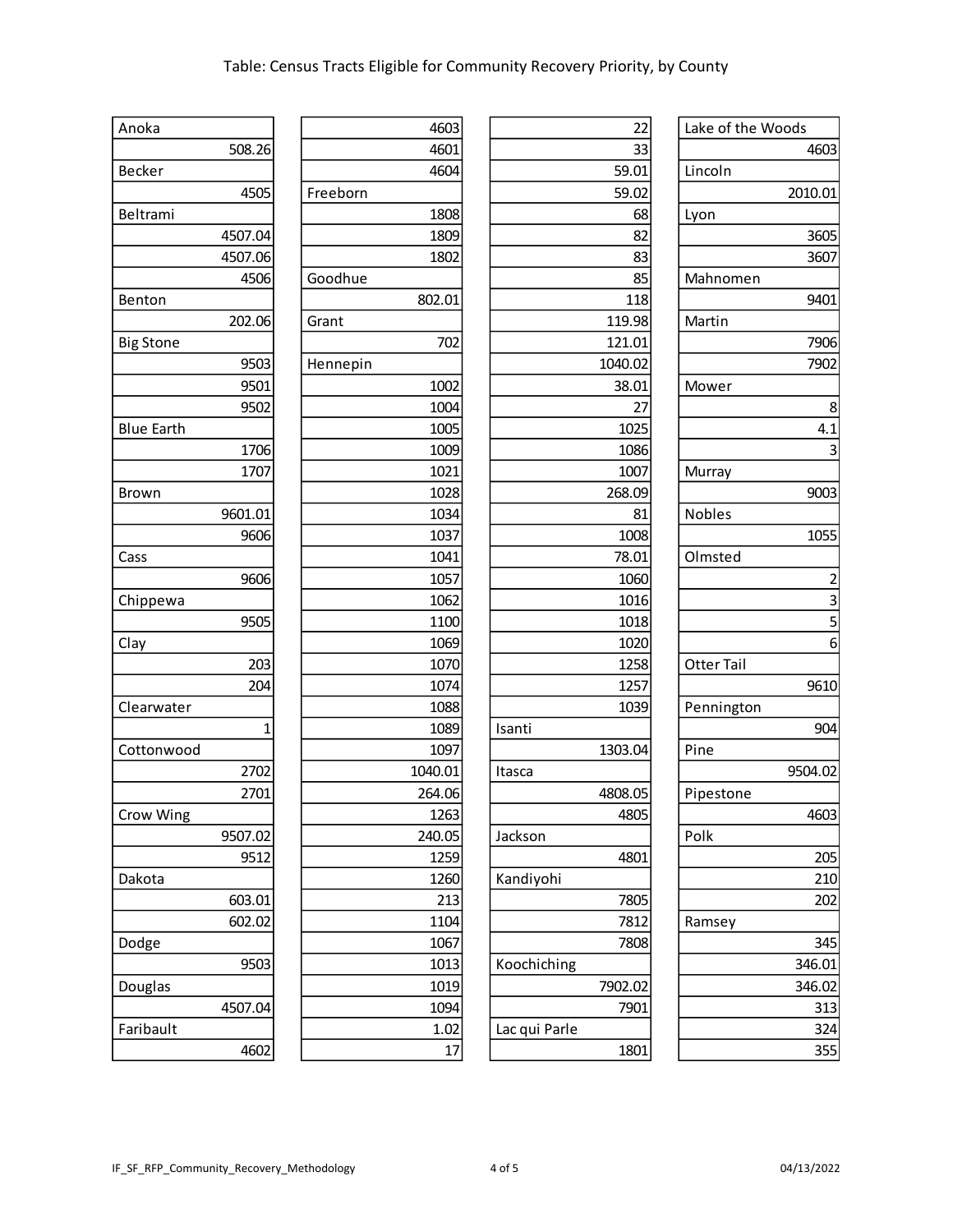Table: Census Tracts Eligible for Community Recovery Priority, by County

| County | Census Tract |
|---|---|
| Anoka | |
| | 508.26 |
| Becker | |
| | 4505 |
| Beltrami | |
| | 4507.04 |
| | 4507.06 |
| | 4506 |
| Benton | |
| | 202.06 |
| Big Stone | |
| | 9503 |
| | 9501 |
| | 9502 |
| Blue Earth | |
| | 1706 |
| | 1707 |
| Brown | |
| | 9601.01 |
| | 9606 |
| Cass | |
| | 9606 |
| Chippewa | |
| | 9505 |
| Clay | |
| | 203 |
| | 204 |
| Clearwater | |
| | 1 |
| Cottonwood | |
| | 2702 |
| | 2701 |
| Crow Wing | |
| | 9507.02 |
| | 9512 |
| Dakota | |
| | 603.01 |
| | 602.02 |
| Dodge | |
| | 9503 |
| Douglas | |
| | 4507.04 |
| Faribault | |
| | 4602 |
| | 4603 |
| | 4601 |
| | 4604 |
| Freeborn | |
| | 1808 |
| | 1809 |
| | 1802 |
| Goodhue | |
| | 802.01 |
| Grant | |
| | 702 |
| Hennepin | |
| | 1002 |
| | 1004 |
| | 1005 |
| | 1009 |
| | 1021 |
| | 1028 |
| | 1034 |
| | 1037 |
| | 1041 |
| | 1057 |
| | 1062 |
| | 1100 |
| | 1069 |
| | 1070 |
| | 1074 |
| | 1088 |
| | 1089 |
| | 1097 |
| | 1040.01 |
| | 264.06 |
| | 1263 |
| | 240.05 |
| | 1259 |
| | 1260 |
| | 213 |
| | 1104 |
| | 1067 |
| | 1013 |
| | 1019 |
| | 1094 |
| | 1.02 |
| | 17 |
| | 22 |
| | 33 |
| | 59.01 |
| | 59.02 |
| | 68 |
| | 82 |
| | 83 |
| | 85 |
| | 118 |
| | 119.98 |
| | 121.01 |
| | 1040.02 |
| | 38.01 |
| | 27 |
| | 1025 |
| | 1086 |
| | 1007 |
| | 268.09 |
| | 81 |
| | 1008 |
| | 78.01 |
| | 1060 |
| | 1016 |
| | 1018 |
| | 1020 |
| | 1258 |
| | 1257 |
| | 1039 |
| Isanti | |
| | 1303.04 |
| Itasca | |
| | 4808.05 |
| | 4805 |
| Jackson | |
| | 4801 |
| Kandiyohi | |
| | 7805 |
| | 7812 |
| | 7808 |
| Koochiching | |
| | 7902.02 |
| | 7901 |
| Lac qui Parle | |
| | 1801 |
| Lake of the Woods | |
| | 4603 |
| Lincoln | |
| | 2010.01 |
| Lyon | |
| | 3605 |
| | 3607 |
| Mahnomen | |
| | 9401 |
| Martin | |
| | 7906 |
| | 7902 |
| Mower | |
| | 8 |
| | 4.1 |
| | 3 |
| Murray | |
| | 9003 |
| Nobles | |
| | 1055 |
| Olmsted | |
| | 2 |
| | 3 |
| | 5 |
| | 6 |
| Otter Tail | |
| | 9610 |
| Pennington | |
| | 904 |
| Pine | |
| | 9504.02 |
| Pipestone | |
| | 4603 |
| Polk | |
| | 205 |
| | 210 |
| | 202 |
| Ramsey | |
| | 345 |
| | 346.01 |
| | 346.02 |
| | 313 |
| | 324 |
| | 355 |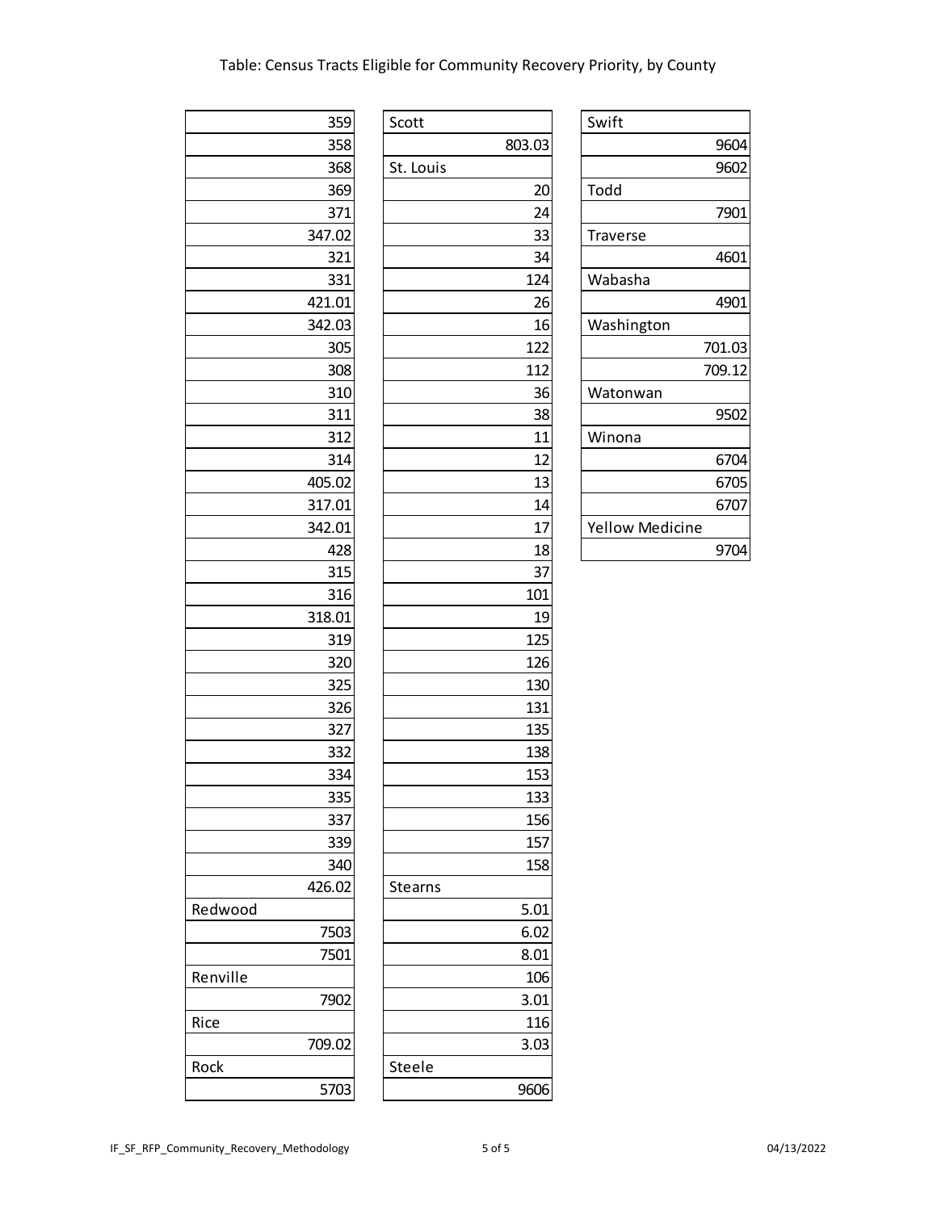Table: Census Tracts Eligible for Community Recovery Priority, by County

| |
|---|
| 359 |
| 358 |
| 368 |
| 369 |
| 371 |
| 347.02 |
| 321 |
| 331 |
| 421.01 |
| 342.03 |
| 305 |
| 308 |
| 310 |
| 311 |
| 312 |
| 314 |
| 405.02 |
| 317.01 |
| 342.01 |
| 428 |
| 315 |
| 316 |
| 318.01 |
| 319 |
| 320 |
| 325 |
| 326 |
| 327 |
| 332 |
| 334 |
| 335 |
| 337 |
| 339 |
| 340 |
| 426.02 |
| Redwood |
| 7503 |
| 7501 |
| Renville |
| 7902 |
| Rice |
| 709.02 |
| Rock |
| 5703 |

| |
|---|
| Scott |
| 803.03 |
| St. Louis |
| 20 |
| 24 |
| 33 |
| 34 |
| 124 |
| 26 |
| 16 |
| 122 |
| 112 |
| 36 |
| 38 |
| 11 |
| 12 |
| 13 |
| 14 |
| 17 |
| 18 |
| 37 |
| 101 |
| 19 |
| 125 |
| 126 |
| 130 |
| 131 |
| 135 |
| 138 |
| 153 |
| 133 |
| 156 |
| 157 |
| 158 |
| Stearns |
| 5.01 |
| 6.02 |
| 8.01 |
| 106 |
| 3.01 |
| 116 |
| 3.03 |
| Steele |
| 9606 |

| |
|---|
| Swift |
| 9604 |
| 9602 |
| Todd |
| 7901 |
| Traverse |
| 4601 |
| Wabasha |
| 4901 |
| Washington |
| 701.03 |
| 709.12 |
| Watonwan |
| 9502 |
| Winona |
| 6704 |
| 6705 |
| 6707 |
| Yellow Medicine |
| 9704 |